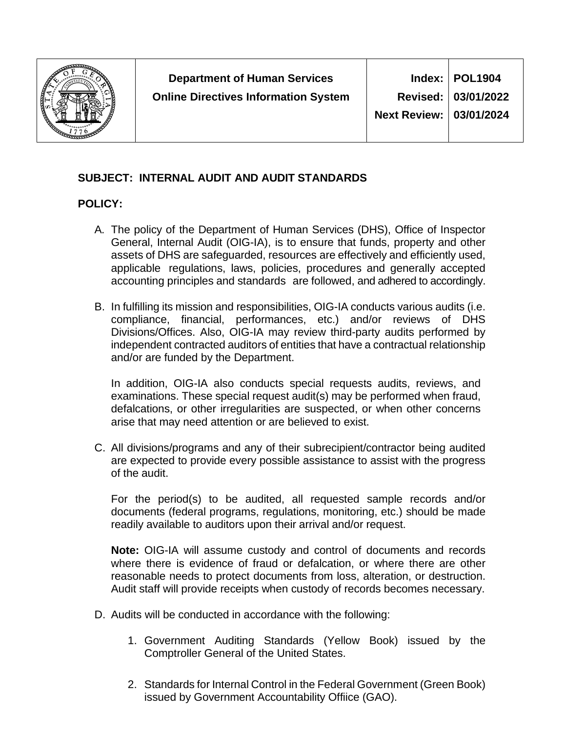| | Department of Human Services<br>Online Directives Information System | Index:<br>Revised:<br>Next Review: | POL1904<br>03/01/2022<br>03/01/2024 |
|---|---|---|---|

**SUBJECT: INTERNAL AUDIT AND AUDIT STANDARDS**

**POLICY:**

A. The policy of the Department of Human Services (DHS), Office of Inspector General, Internal Audit (OIG-IA), is to ensure that funds, property and other assets of DHS are safeguarded, resources are effectively and efficiently used, applicable regulations, laws, policies, procedures and generally accepted accounting principles and standards are followed, and adhered to accordingly.

B. In fulfilling its mission and responsibilities, OIG-IA conducts various audits (i.e. compliance, financial, performances, etc.) and/or reviews of DHS Divisions/Offices. Also, OIG-IA may review third-party audits performed by independent contracted auditors of entities that have a contractual relationship and/or are funded by the Department.

   In addition, OIG-IA also conducts special requests audits, reviews, and examinations. These special request audit(s) may be performed when fraud, defalcations, or other irregularities are suspected, or when other concerns arise that may need attention or are believed to exist.

C. All divisions/programs and any of their subrecipient/contractor being audited are expected to provide every possible assistance to assist with the progress of the audit.

   For the period(s) to be audited, all requested sample records and/or documents (federal programs, regulations, monitoring, etc.) should be made readily available to auditors upon their arrival and/or request.

   **Note:** OIG-IA will assume custody and control of documents and records where there is evidence of fraud or defalcation, or where there are other reasonable needs to protect documents from loss, alteration, or destruction. Audit staff will provide receipts when custody of records becomes necessary.

D. Audits will be conducted in accordance with the following:

   1. Government Auditing Standards (Yellow Book) issued by the Comptroller General of the United States.

   2. Standards for Internal Control in the Federal Government (Green Book) issued by Government Accountability Offiice (GAO).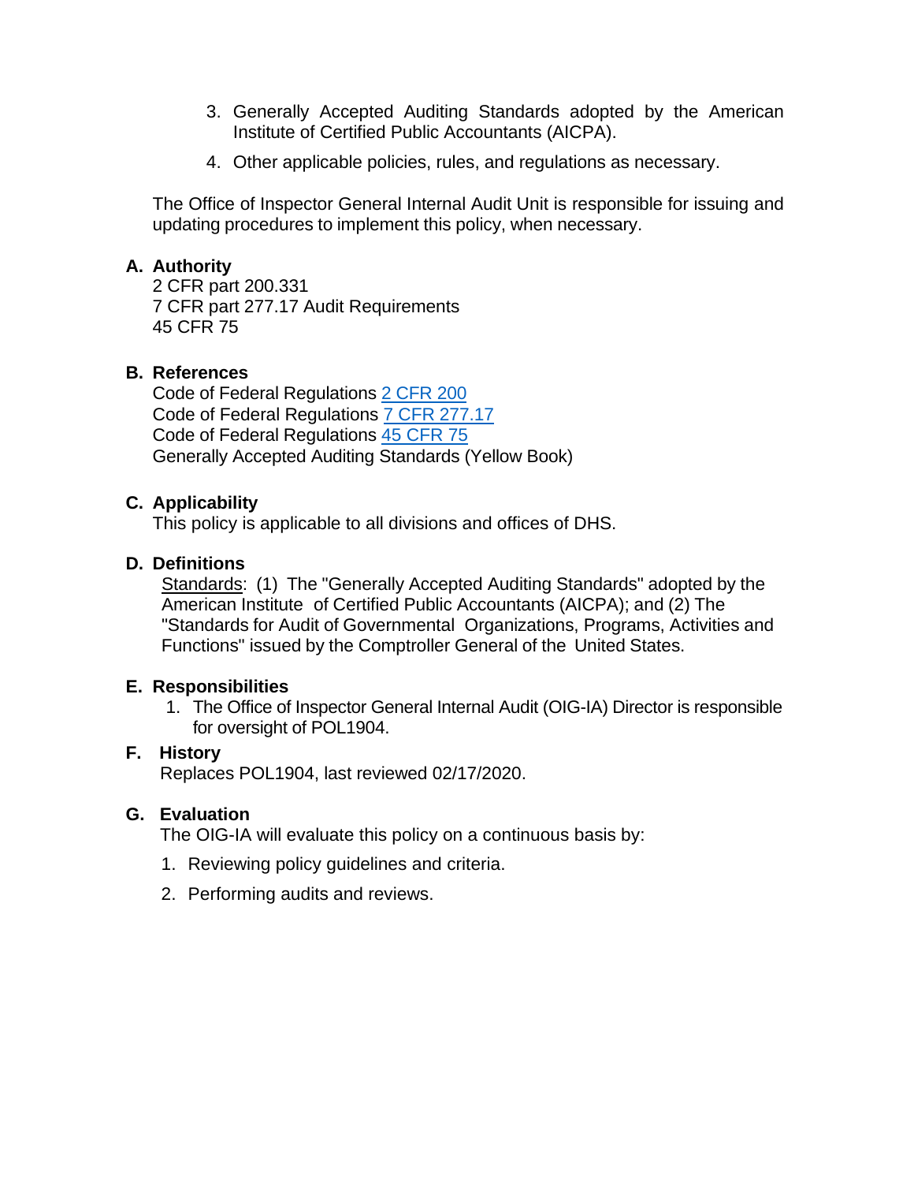3. Generally Accepted Auditing Standards adopted by the American Institute of Certified Public Accountants (AICPA).
4. Other applicable policies, rules, and regulations as necessary.

The Office of Inspector General Internal Audit Unit is responsible for issuing and updating procedures to implement this policy, when necessary.

**A. Authority**

2 CFR part 200.331
7 CFR part 277.17 Audit Requirements
45 CFR 75

**B. References**

Code of Federal Regulations [2 CFR 200]
Code of Federal Regulations [7 CFR 277.17]
Code of Federal Regulations [45 CFR 75]
Generally Accepted Auditing Standards (Yellow Book)

**C. Applicability**

This policy is applicable to all divisions and offices of DHS.

**D. Definitions**

Standards: (1) The "Generally Accepted Auditing Standards" adopted by the American Institute of Certified Public Accountants (AICPA); and (2) The "Standards for Audit of Governmental Organizations, Programs, Activities and Functions" issued by the Comptroller General of the United States.

**E. Responsibilities**

1. The Office of Inspector General Internal Audit (OIG-IA) Director is responsible for oversight of POL1904.

**F. History**

Replaces POL1904, last reviewed 02/17/2020.

**G. Evaluation**

The OIG-IA will evaluate this policy on a continuous basis by:

1. Reviewing policy guidelines and criteria.
2. Performing audits and reviews.